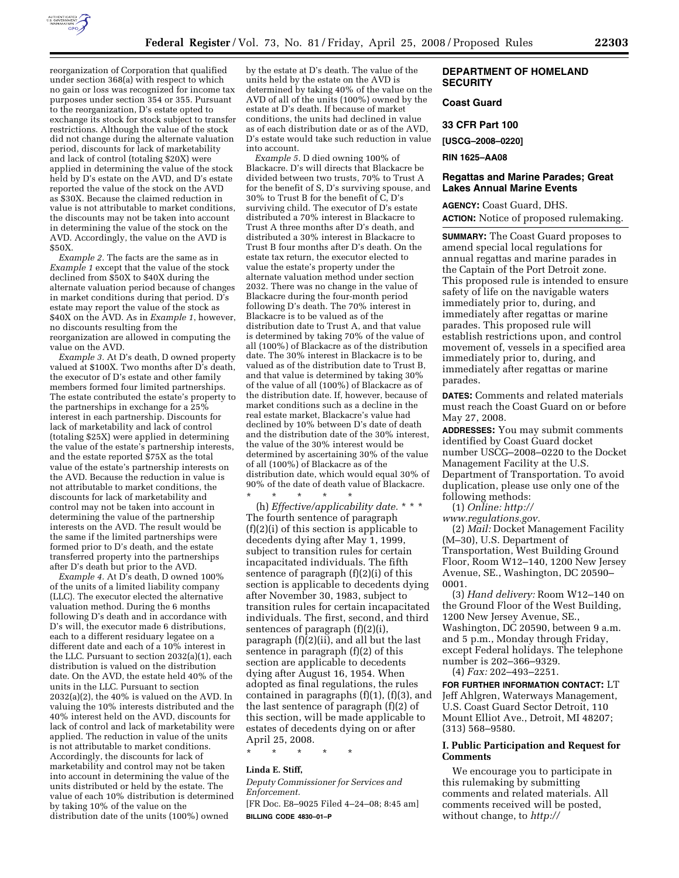reorganization of Corporation that qualified under section 368(a) with respect to which no gain or loss was recognized for income tax purposes under section 354 or 355. Pursuant to the reorganization, D's estate opted to exchange its stock for stock subject to transfer restrictions. Although the value of the stock did not change during the alternate valuation period, discounts for lack of marketability and lack of control (totaling $20X) were applied in determining the value of the stock held by D's estate on the AVD, and D's estate reported the value of the stock on the AVD as $30X. Because the claimed reduction in value is not attributable to market conditions, the discounts may not be taken into account in determining the value of the stock on the AVD. Accordingly, the value on the AVD is $50X.

*Example 2.* The facts are the same as in *Example 1* except that the value of the stock declined from $50X to $40X during the alternate valuation period because of changes in market conditions during that period. D's estate may report the value of the stock as $40X on the AVD. As in *Example 1*, however, no discounts resulting from the reorganization are allowed in computing the value on the AVD.

*Example 3.* At D's death, D owned property valued at $100X. Two months after D's death, the executor of D's estate and other family members formed four limited partnerships. The estate contributed the estate's property to the partnerships in exchange for a 25% interest in each partnership. Discounts for lack of marketability and lack of control (totaling $25X) were applied in determining the value of the estate's partnership interests, and the estate reported $75X as the total value of the estate's partnership interests on the AVD. Because the reduction in value is not attributable to market conditions, the discounts for lack of marketability and control may not be taken into account in determining the value of the partnership interests on the AVD. The result would be the same if the limited partnerships were formed prior to D's death, and the estate transferred property into the partnerships after D's death but prior to the AVD.

*Example 4.* At D's death, D owned 100% of the units of a limited liability company (LLC). The executor elected the alternative valuation method. During the 6 months following D's death and in accordance with D's will, the executor made 6 distributions, each to a different residuary legatee on a different date and each of a 10% interest in the LLC. Pursuant to section 2032(a)(1), each distribution is valued on the distribution date. On the AVD, the estate held 40% of the units in the LLC. Pursuant to section 2032(a)(2), the 40% is valued on the AVD. In valuing the 10% interests distributed and the 40% interest held on the AVD, discounts for lack of control and lack of marketability were applied. The reduction in value of the units is not attributable to market conditions. Accordingly, the discounts for lack of marketability and control may not be taken into account in determining the value of the units distributed or held by the estate. The value of each 10% distribution is determined by taking 10% of the value on the distribution date of the units (100%) owned by the estate at D's death. The value of the units held by the estate on the AVD is determined by taking 40% of the value on the AVD of all of the units (100%) owned by the estate at D's death. If because of market conditions, the units had declined in value as of each distribution date or as of the AVD, D's estate would take such reduction in value into account.

*Example 5.* D died owning 100% of Blackacre. D's will directs that Blackacre be divided between two trusts, 70% to Trust A for the benefit of S, D's surviving spouse, and 30% to Trust B for the benefit of C, D's surviving child. The executor of D's estate distributed a 70% interest in Blackacre to Trust A three months after D's death, and distributed a 30% interest in Blackacre to Trust B four months after D's death. On the estate tax return, the executor elected to value the estate's property under the alternate valuation method under section 2032. There was no change in the value of Blackacre during the four-month period following D's death. The 70% interest in Blackacre is to be valued as of the distribution date to Trust A, and that value is determined by taking 70% of the value of all (100%) of Blackacre as of the distribution date. The 30% interest in Blackacre is to be valued as of the distribution date to Trust B, and that value is determined by taking 30% of the value of all (100%) of Blackacre as of the distribution date. If, however, because of market conditions such as a decline in the real estate market, Blackacre's value had declined by 10% between D's date of death and the distribution date of the 30% interest, the value of the 30% interest would be determined by ascertaining 30% of the value of all (100%) of Blackacre as of the distribution date, which would equal 30% of 90% of the date of death value of Blackacre.

\* \* \* \* \*

(h) *Effective/applicability date.* \* \* \* The fourth sentence of paragraph (f)(2)(i) of this section is applicable to decedents dying after May 1, 1999, subject to transition rules for certain incapacitated individuals. The fifth sentence of paragraph (f)(2)(i) of this section is applicable to decedents dying after November 30, 1983, subject to transition rules for certain incapacitated individuals. The first, second, and third sentences of paragraph (f)(2)(i), paragraph (f)(2)(ii), and all but the last sentence in paragraph (f)(2) of this section are applicable to decedents dying after August 16, 1954. When adopted as final regulations, the rules contained in paragraphs (f)(1), (f)(3), and the last sentence of paragraph (f)(2) of this section, will be made applicable to estates of decedents dying on or after April 25, 2008.

\* \* \* \* \*

**Linda E. Stiff,**

*Deputy Commissioner for Services and Enforcement.*

[FR Doc. E8–9025 Filed 4–24–08; 8:45 am]

**BILLING CODE 4830–01–P**

## DEPARTMENT OF HOMELAND SECURITY

### Coast Guard

### 33 CFR Part 100

**[USCG–2008–0220]**

**RIN 1625–AA08**

### Regattas and Marine Parades; Great Lakes Annual Marine Events

**AGENCY:** Coast Guard, DHS.

**ACTION:** Notice of proposed rulemaking.

**SUMMARY:** The Coast Guard proposes to amend special local regulations for annual regattas and marine parades in the Captain of the Port Detroit zone. This proposed rule is intended to ensure safety of life on the navigable waters immediately prior to, during, and immediately after regattas or marine parades. This proposed rule will establish restrictions upon, and control movement of, vessels in a specified area immediately prior to, during, and immediately after regattas or marine parades.

**DATES:** Comments and related materials must reach the Coast Guard on or before May 27, 2008.

**ADDRESSES:** You may submit comments identified by Coast Guard docket number USCG–2008–0220 to the Docket Management Facility at the U.S. Department of Transportation. To avoid duplication, please use only one of the following methods:

(1) *Online: http://www.regulations.gov.*

(2) *Mail:* Docket Management Facility (M–30), U.S. Department of Transportation, West Building Ground Floor, Room W12–140, 1200 New Jersey Avenue, SE., Washington, DC 20590–0001.

(3) *Hand delivery:* Room W12–140 on the Ground Floor of the West Building, 1200 New Jersey Avenue, SE., Washington, DC 20590, between 9 a.m. and 5 p.m., Monday through Friday, except Federal holidays. The telephone number is 202–366–9329.

(4) *Fax:* 202–493–2251.

**FOR FURTHER INFORMATION CONTACT:** LT Jeff Ahlgren, Waterways Management, U.S. Coast Guard Sector Detroit, 110 Mount Elliot Ave., Detroit, MI 48207; (313) 568–9580.

### I. Public Participation and Request for Comments

We encourage you to participate in this rulemaking by submitting comments and related materials. All comments received will be posted, without change, to *http://*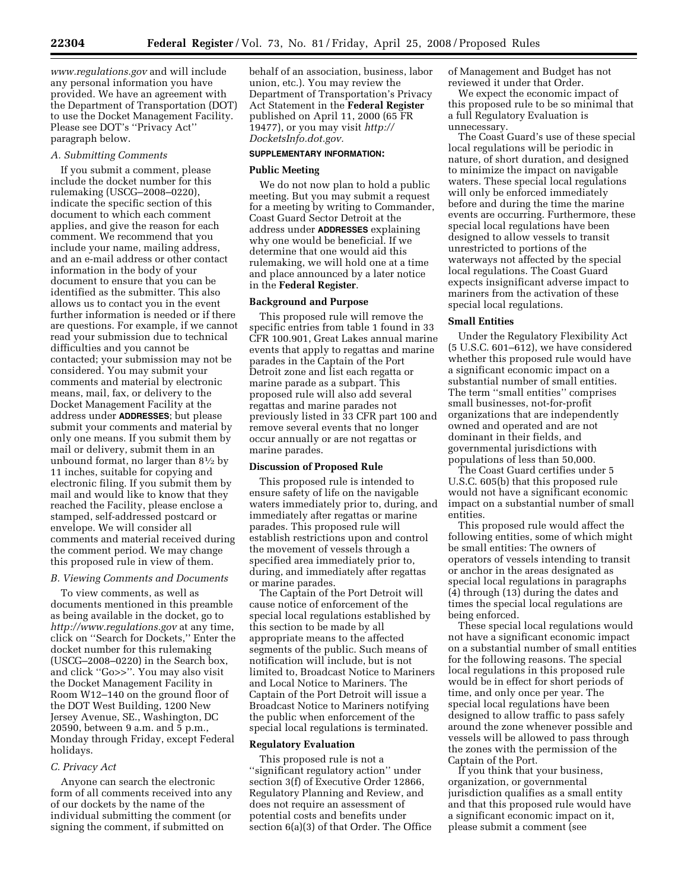*www.regulations.gov* and will include any personal information you have provided. We have an agreement with the Department of Transportation (DOT) to use the Docket Management Facility. Please see DOT's ''Privacy Act'' paragraph below.

### *A. Submitting Comments*

If you submit a comment, please include the docket number for this rulemaking (USCG–2008–0220), indicate the specific section of this document to which each comment applies, and give the reason for each comment. We recommend that you include your name, mailing address, and an e-mail address or other contact information in the body of your document to ensure that you can be identified as the submitter. This also allows us to contact you in the event further information is needed or if there are questions. For example, if we cannot read your submission due to technical difficulties and you cannot be contacted; your submission may not be considered. You may submit your comments and material by electronic means, mail, fax, or delivery to the Docket Management Facility at the address under **ADDRESSES**; but please submit your comments and material by only one means. If you submit them by mail or delivery, submit them in an unbound format, no larger than 8½ by 11 inches, suitable for copying and electronic filing. If you submit them by mail and would like to know that they reached the Facility, please enclose a stamped, self-addressed postcard or envelope. We will consider all comments and material received during the comment period. We may change this proposed rule in view of them.

### *B. Viewing Comments and Documents*

To view comments, as well as documents mentioned in this preamble as being available in the docket, go to *http://www.regulations.gov* at any time, click on ''Search for Dockets,'' Enter the docket number for this rulemaking (USCG–2008–0220) in the Search box, and click ''Go>>''. You may also visit the Docket Management Facility in Room W12–140 on the ground floor of the DOT West Building, 1200 New Jersey Avenue, SE., Washington, DC 20590, between 9 a.m. and 5 p.m., Monday through Friday, except Federal holidays.

### *C. Privacy Act*

Anyone can search the electronic form of all comments received into any of our dockets by the name of the individual submitting the comment (or signing the comment, if submitted on behalf of an association, business, labor union, etc.). You may review the Department of Transportation's Privacy Act Statement in the **Federal Register** published on April 11, 2000 (65 FR 19477), or you may visit *http://DocketsInfo.dot.gov.*

## SUPPLEMENTARY INFORMATION:

### Public Meeting

We do not now plan to hold a public meeting. But you may submit a request for a meeting by writing to Commander, Coast Guard Sector Detroit at the address under **ADDRESSES** explaining why one would be beneficial. If we determine that one would aid this rulemaking, we will hold one at a time and place announced by a later notice in the **Federal Register**.

### Background and Purpose

This proposed rule will remove the specific entries from table 1 found in 33 CFR 100.901, Great Lakes annual marine events that apply to regattas and marine parades in the Captain of the Port Detroit zone and list each regatta or marine parade as a subpart. This proposed rule will also add several regattas and marine parades not previously listed in 33 CFR part 100 and remove several events that no longer occur annually or are not regattas or marine parades.

### Discussion of Proposed Rule

This proposed rule is intended to ensure safety of life on the navigable waters immediately prior to, during, and immediately after regattas or marine parades. This proposed rule will establish restrictions upon and control the movement of vessels through a specified area immediately prior to, during, and immediately after regattas or marine parades.

The Captain of the Port Detroit will cause notice of enforcement of the special local regulations established by this section to be made by all appropriate means to the affected segments of the public. Such means of notification will include, but is not limited to, Broadcast Notice to Mariners and Local Notice to Mariners. The Captain of the Port Detroit will issue a Broadcast Notice to Mariners notifying the public when enforcement of the special local regulations is terminated.

### Regulatory Evaluation

This proposed rule is not a ''significant regulatory action'' under section 3(f) of Executive Order 12866, Regulatory Planning and Review, and does not require an assessment of potential costs and benefits under section 6(a)(3) of that Order. The Office of Management and Budget has not reviewed it under that Order.

We expect the economic impact of this proposed rule to be so minimal that a full Regulatory Evaluation is unnecessary.

The Coast Guard's use of these special local regulations will be periodic in nature, of short duration, and designed to minimize the impact on navigable waters. These special local regulations will only be enforced immediately before and during the time the marine events are occurring. Furthermore, these special local regulations have been designed to allow vessels to transit unrestricted to portions of the waterways not affected by the special local regulations. The Coast Guard expects insignificant adverse impact to mariners from the activation of these special local regulations.

### Small Entities

Under the Regulatory Flexibility Act (5 U.S.C. 601–612), we have considered whether this proposed rule would have a significant economic impact on a substantial number of small entities. The term ''small entities'' comprises small businesses, not-for-profit organizations that are independently owned and operated and are not dominant in their fields, and governmental jurisdictions with populations of less than 50,000.

The Coast Guard certifies under 5 U.S.C. 605(b) that this proposed rule would not have a significant economic impact on a substantial number of small entities.

This proposed rule would affect the following entities, some of which might be small entities: The owners of operators of vessels intending to transit or anchor in the areas designated as special local regulations in paragraphs (4) through (13) during the dates and times the special local regulations are being enforced.

These special local regulations would not have a significant economic impact on a substantial number of small entities for the following reasons. The special local regulations in this proposed rule would be in effect for short periods of time, and only once per year. The special local regulations have been designed to allow traffic to pass safely around the zone whenever possible and vessels will be allowed to pass through the zones with the permission of the Captain of the Port.

If you think that your business, organization, or governmental jurisdiction qualifies as a small entity and that this proposed rule would have a significant economic impact on it, please submit a comment (see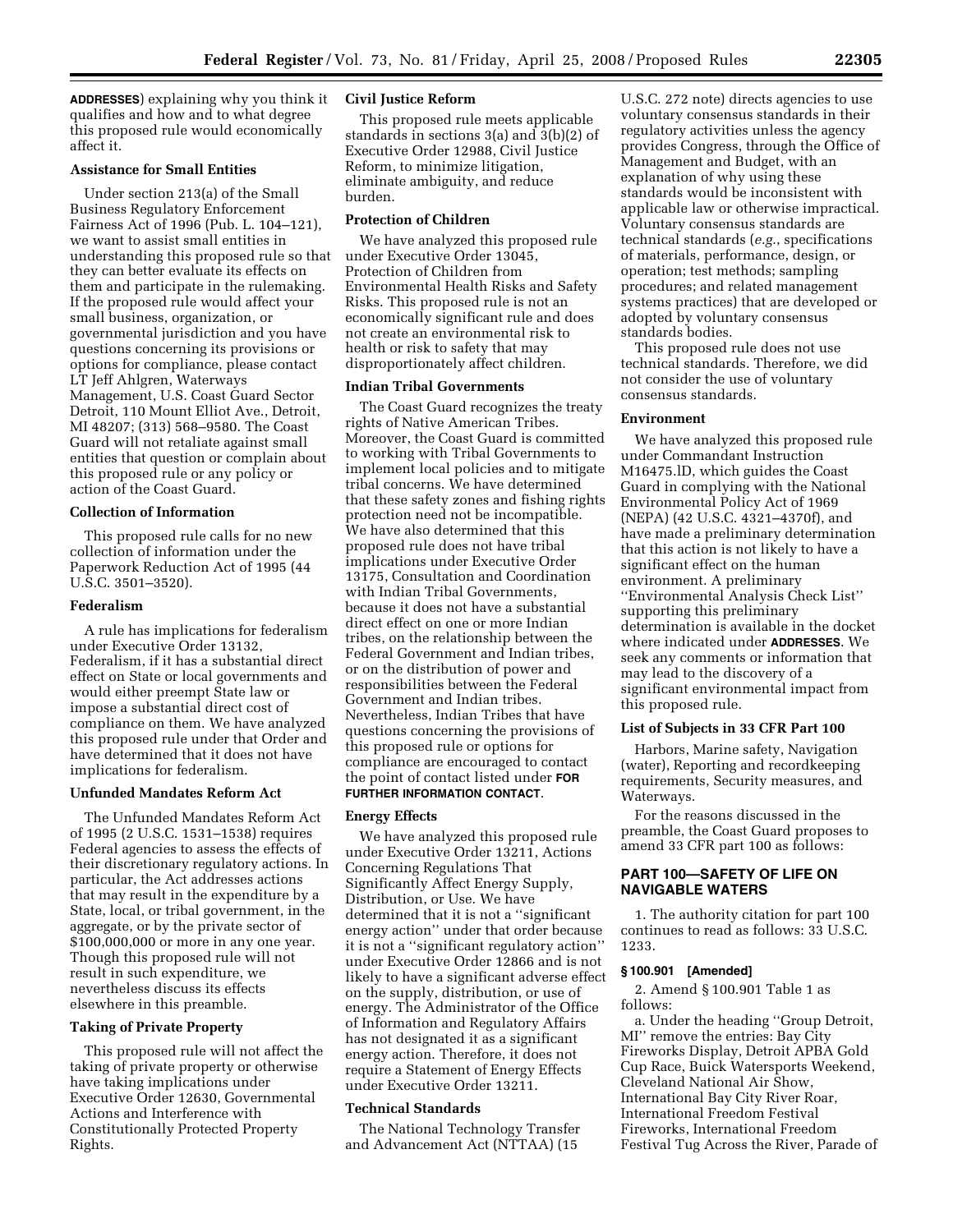**ADDRESSES**) explaining why you think it qualifies and how and to what degree this proposed rule would economically affect it.

### Assistance for Small Entities

Under section 213(a) of the Small Business Regulatory Enforcement Fairness Act of 1996 (Pub. L. 104–121), we want to assist small entities in understanding this proposed rule so that they can better evaluate its effects on them and participate in the rulemaking. If the proposed rule would affect your small business, organization, or governmental jurisdiction and you have questions concerning its provisions or options for compliance, please contact LT Jeff Ahlgren, Waterways Management, U.S. Coast Guard Sector Detroit, 110 Mount Elliot Ave., Detroit, MI 48207; (313) 568–9580. The Coast Guard will not retaliate against small entities that question or complain about this proposed rule or any policy or action of the Coast Guard.

### Collection of Information

This proposed rule calls for no new collection of information under the Paperwork Reduction Act of 1995 (44 U.S.C. 3501–3520).

### Federalism

A rule has implications for federalism under Executive Order 13132, Federalism, if it has a substantial direct effect on State or local governments and would either preempt State law or impose a substantial direct cost of compliance on them. We have analyzed this proposed rule under that Order and have determined that it does not have implications for federalism.

### Unfunded Mandates Reform Act

The Unfunded Mandates Reform Act of 1995 (2 U.S.C. 1531–1538) requires Federal agencies to assess the effects of their discretionary regulatory actions. In particular, the Act addresses actions that may result in the expenditure by a State, local, or tribal government, in the aggregate, or by the private sector of $100,000,000 or more in any one year. Though this proposed rule will not result in such expenditure, we nevertheless discuss its effects elsewhere in this preamble.

### Taking of Private Property

This proposed rule will not affect the taking of private property or otherwise have taking implications under Executive Order 12630, Governmental Actions and Interference with Constitutionally Protected Property Rights.

### Civil Justice Reform

This proposed rule meets applicable standards in sections 3(a) and 3(b)(2) of Executive Order 12988, Civil Justice Reform, to minimize litigation, eliminate ambiguity, and reduce burden.

### Protection of Children

We have analyzed this proposed rule under Executive Order 13045, Protection of Children from Environmental Health Risks and Safety Risks. This proposed rule is not an economically significant rule and does not create an environmental risk to health or risk to safety that may disproportionately affect children.

### Indian Tribal Governments

The Coast Guard recognizes the treaty rights of Native American Tribes. Moreover, the Coast Guard is committed to working with Tribal Governments to implement local policies and to mitigate tribal concerns. We have determined that these safety zones and fishing rights protection need not be incompatible. We have also determined that this proposed rule does not have tribal implications under Executive Order 13175, Consultation and Coordination with Indian Tribal Governments, because it does not have a substantial direct effect on one or more Indian tribes, on the relationship between the Federal Government and Indian tribes, or on the distribution of power and responsibilities between the Federal Government and Indian tribes. Nevertheless, Indian Tribes that have questions concerning the provisions of this proposed rule or options for compliance are encouraged to contact the point of contact listed under **FOR FURTHER INFORMATION CONTACT**.

### Energy Effects

We have analyzed this proposed rule under Executive Order 13211, Actions Concerning Regulations That Significantly Affect Energy Supply, Distribution, or Use. We have determined that it is not a "significant energy action" under that order because it is not a "significant regulatory action" under Executive Order 12866 and is not likely to have a significant adverse effect on the supply, distribution, or use of energy. The Administrator of the Office of Information and Regulatory Affairs has not designated it as a significant energy action. Therefore, it does not require a Statement of Energy Effects under Executive Order 13211.

### Technical Standards

The National Technology Transfer and Advancement Act (NTTAA) (15 U.S.C. 272 note) directs agencies to use voluntary consensus standards in their regulatory activities unless the agency provides Congress, through the Office of Management and Budget, with an explanation of why using these standards would be inconsistent with applicable law or otherwise impractical. Voluntary consensus standards are technical standards (*e.g.*, specifications of materials, performance, design, or operation; test methods; sampling procedures; and related management systems practices) that are developed or adopted by voluntary consensus standards bodies.

This proposed rule does not use technical standards. Therefore, we did not consider the use of voluntary consensus standards.

### Environment

We have analyzed this proposed rule under Commandant Instruction M16475.lD, which guides the Coast Guard in complying with the National Environmental Policy Act of 1969 (NEPA) (42 U.S.C. 4321–4370f), and have made a preliminary determination that this action is not likely to have a significant effect on the human environment. A preliminary "Environmental Analysis Check List" supporting this preliminary determination is available in the docket where indicated under **ADDRESSES**. We seek any comments or information that may lead to the discovery of a significant environmental impact from this proposed rule.

### List of Subjects in 33 CFR Part 100

Harbors, Marine safety, Navigation (water), Reporting and recordkeeping requirements, Security measures, and Waterways.

For the reasons discussed in the preamble, the Coast Guard proposes to amend 33 CFR part 100 as follows:

## PART 100—SAFETY OF LIFE ON NAVIGABLE WATERS

1. The authority citation for part 100 continues to read as follows: 33 U.S.C. 1233.

**§ 100.901 [Amended]**

2. Amend § 100.901 Table 1 as follows:

a. Under the heading "Group Detroit, MI" remove the entries: Bay City Fireworks Display, Detroit APBA Gold Cup Race, Buick Watersports Weekend, Cleveland National Air Show, International Bay City River Roar, International Freedom Festival Fireworks, International Freedom Festival Tug Across the River, Parade of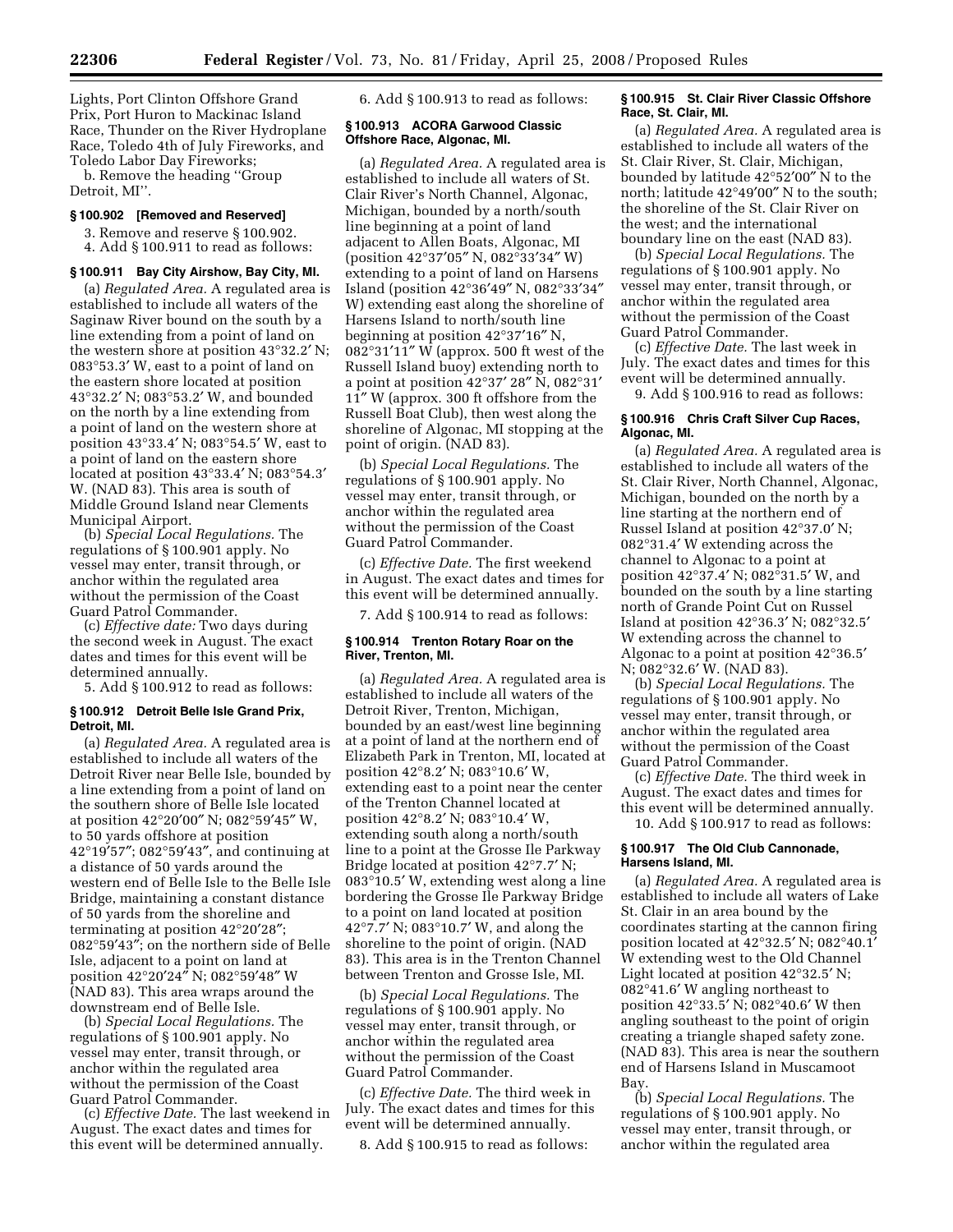Lights, Port Clinton Offshore Grand Prix, Port Huron to Mackinac Island Race, Thunder on the River Hydroplane Race, Toledo 4th of July Fireworks, and Toledo Labor Day Fireworks;

b. Remove the heading ''Group Detroit, MI''.

### § 100.902 [Removed and Reserved]

3. Remove and reserve § 100.902.

4. Add § 100.911 to read as follows:

### § 100.911 Bay City Airshow, Bay City, MI.

(a) *Regulated Area.* A regulated area is established to include all waters of the Saginaw River bound on the south by a line extending from a point of land on the western shore at position 43°32.2′ N; 083°53.3′ W, east to a point of land on the eastern shore located at position 43°32.2′ N; 083°53.2′ W, and bounded on the north by a line extending from a point of land on the western shore at position 43°33.4′ N; 083°54.5′ W, east to a point of land on the eastern shore located at position 43°33.4′ N; 083°54.3′ W. (NAD 83). This area is south of Middle Ground Island near Clements Municipal Airport.

(b) *Special Local Regulations.* The regulations of § 100.901 apply. No vessel may enter, transit through, or anchor within the regulated area without the permission of the Coast Guard Patrol Commander.

(c) *Effective date:* Two days during the second week in August. The exact dates and times for this event will be determined annually.

5. Add § 100.912 to read as follows:

### § 100.912 Detroit Belle Isle Grand Prix, Detroit, MI.

(a) *Regulated Area.* A regulated area is established to include all waters of the Detroit River near Belle Isle, bounded by a line extending from a point of land on the southern shore of Belle Isle located at position 42°20′00″ N; 082°59′45″ W, to 50 yards offshore at position 42°19′57″; 082°59′43″, and continuing at a distance of 50 yards around the western end of Belle Isle to the Belle Isle Bridge, maintaining a constant distance of 50 yards from the shoreline and terminating at position 42°20′28″; 082°59′43″; on the northern side of Belle Isle, adjacent to a point on land at position 42°20′24″ N; 082°59′48″ W (NAD 83). This area wraps around the downstream end of Belle Isle.

(b) *Special Local Regulations.* The regulations of § 100.901 apply. No vessel may enter, transit through, or anchor within the regulated area without the permission of the Coast Guard Patrol Commander.

(c) *Effective Date.* The last weekend in August. The exact dates and times for this event will be determined annually.

6. Add § 100.913 to read as follows:

### § 100.913 ACORA Garwood Classic Offshore Race, Algonac, MI.

(a) *Regulated Area.* A regulated area is established to include all waters of St. Clair River's North Channel, Algonac, Michigan, bounded by a north/south line beginning at a point of land adjacent to Allen Boats, Algonac, MI (position 42°37′05″ N, 082°33′34″ W) extending to a point of land on Harsens Island (position 42°36′49″ N, 082°33′34″ W) extending east along the shoreline of Harsens Island to north/south line beginning at position 42°37′16″ N, 082°31′11″ W (approx. 500 ft west of the Russell Island buoy) extending north to a point at position 42°37′ 28″ N, 082°31′ 11″ W (approx. 300 ft offshore from the Russell Boat Club), then west along the shoreline of Algonac, MI stopping at the point of origin. (NAD 83).

(b) *Special Local Regulations.* The regulations of § 100.901 apply. No vessel may enter, transit through, or anchor within the regulated area without the permission of the Coast Guard Patrol Commander.

(c) *Effective Date.* The first weekend in August. The exact dates and times for this event will be determined annually.

7. Add § 100.914 to read as follows:

### § 100.914 Trenton Rotary Roar on the River, Trenton, MI.

(a) *Regulated Area.* A regulated area is established to include all waters of the Detroit River, Trenton, Michigan, bounded by an east/west line beginning at a point of land at the northern end of Elizabeth Park in Trenton, MI, located at position 42°8.2′ N; 083°10.6′ W, extending east to a point near the center of the Trenton Channel located at position 42°8.2′ N; 083°10.4′ W, extending south along a north/south line to a point at the Grosse Ile Parkway Bridge located at position 42°7.7′ N; 083°10.5′ W, extending west along a line bordering the Grosse Ile Parkway Bridge to a point on land located at position 42°7.7′ N; 083°10.7′ W, and along the shoreline to the point of origin. (NAD 83). This area is in the Trenton Channel between Trenton and Grosse Isle, MI.

(b) *Special Local Regulations.* The regulations of § 100.901 apply. No vessel may enter, transit through, or anchor within the regulated area without the permission of the Coast Guard Patrol Commander.

(c) *Effective Date.* The third week in July. The exact dates and times for this event will be determined annually.

8. Add § 100.915 to read as follows:

### § 100.915 St. Clair River Classic Offshore Race, St. Clair, MI.

(a) *Regulated Area.* A regulated area is established to include all waters of the St. Clair River, St. Clair, Michigan, bounded by latitude 42°52′00″ N to the north; latitude 42°49′00″ N to the south; the shoreline of the St. Clair River on the west; and the international boundary line on the east (NAD 83).

(b) *Special Local Regulations.* The regulations of § 100.901 apply. No vessel may enter, transit through, or anchor within the regulated area without the permission of the Coast Guard Patrol Commander.

(c) *Effective Date.* The last week in July. The exact dates and times for this event will be determined annually.

9. Add § 100.916 to read as follows:

### § 100.916 Chris Craft Silver Cup Races, Algonac, MI.

(a) *Regulated Area.* A regulated area is established to include all waters of the St. Clair River, North Channel, Algonac, Michigan, bounded on the north by a line starting at the northern end of Russel Island at position 42°37.0′ N; 082°31.4′ W extending across the channel to Algonac to a point at position 42°37.4′ N; 082°31.5′ W, and bounded on the south by a line starting north of Grande Point Cut on Russel Island at position 42°36.3′ N; 082°32.5′ W extending across the channel to Algonac to a point at position 42°36.5′ N; 082°32.6′ W. (NAD 83).

(b) *Special Local Regulations.* The regulations of § 100.901 apply. No vessel may enter, transit through, or anchor within the regulated area without the permission of the Coast Guard Patrol Commander.

(c) *Effective Date.* The third week in August. The exact dates and times for this event will be determined annually.

10. Add § 100.917 to read as follows:

### § 100.917 The Old Club Cannonade, Harsens Island, MI.

(a) *Regulated Area.* A regulated area is established to include all waters of Lake St. Clair in an area bound by the coordinates starting at the cannon firing position located at 42°32.5′ N; 082°40.1′ W extending west to the Old Channel Light located at position 42°32.5′ N; 082°41.6′ W angling northeast to position 42°33.5′ N; 082°40.6′ W then angling southeast to the point of origin creating a triangle shaped safety zone. (NAD 83). This area is near the southern end of Harsens Island in Muscamoot Bay.

(b) *Special Local Regulations.* The regulations of § 100.901 apply. No vessel may enter, transit through, or anchor within the regulated area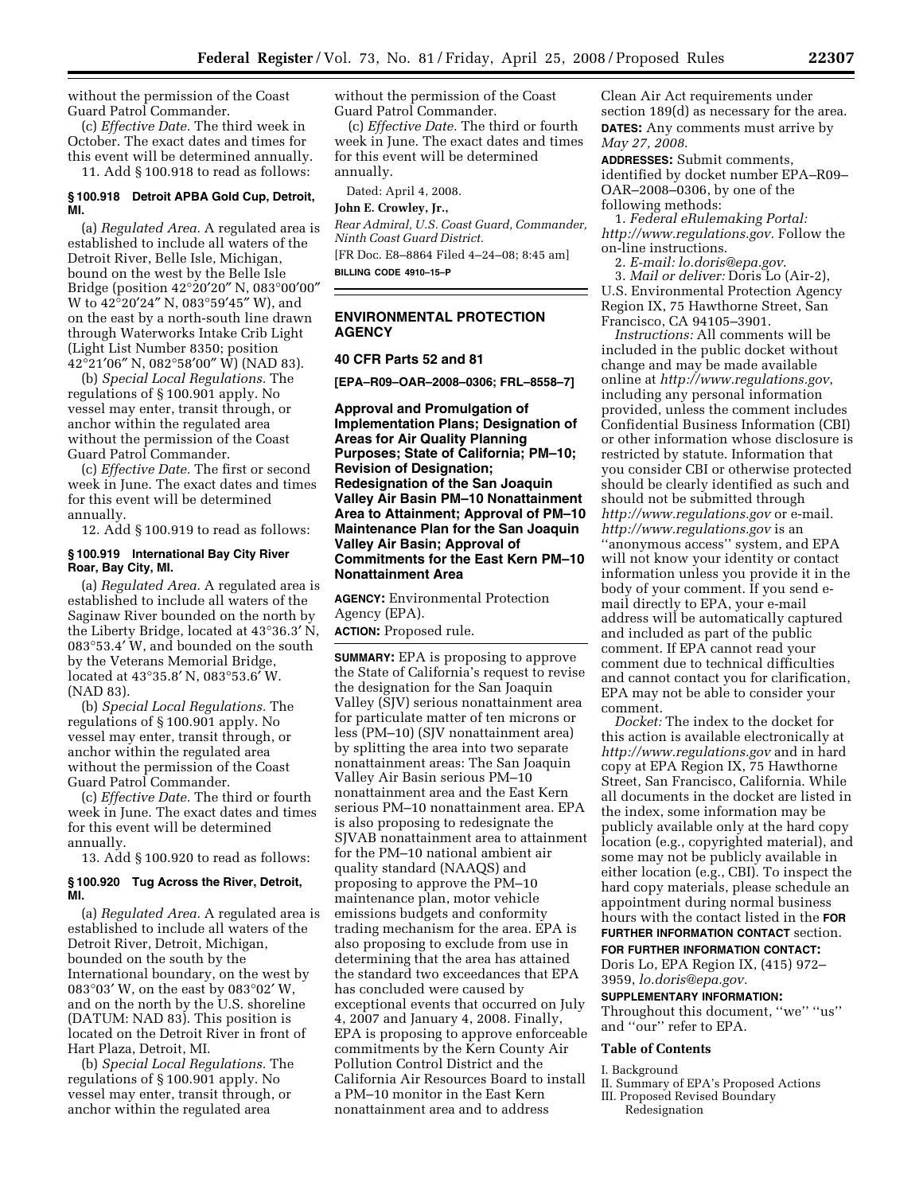without the permission of the Coast Guard Patrol Commander.

(c) *Effective Date.* The third week in October. The exact dates and times for this event will be determined annually.

11. Add § 100.918 to read as follows:

**§ 100.918 Detroit APBA Gold Cup, Detroit, MI.**

(a) *Regulated Area.* A regulated area is established to include all waters of the Detroit River, Belle Isle, Michigan, bound on the west by the Belle Isle Bridge (position 42°20′20″ N, 083°00′00″ W to 42°20′24″ N, 083°59′45″ W), and on the east by a north-south line drawn through Waterworks Intake Crib Light (Light List Number 8350; position 42°21′06″ N, 082°58′00″ W) (NAD 83).

(b) *Special Local Regulations.* The regulations of § 100.901 apply. No vessel may enter, transit through, or anchor within the regulated area without the permission of the Coast Guard Patrol Commander.

(c) *Effective Date.* The first or second week in June. The exact dates and times for this event will be determined annually.

12. Add § 100.919 to read as follows:

**§ 100.919 International Bay City River Roar, Bay City, MI.**

(a) *Regulated Area.* A regulated area is established to include all waters of the Saginaw River bounded on the north by the Liberty Bridge, located at 43°36.3′ N, 083°53.4′ W, and bounded on the south by the Veterans Memorial Bridge, located at 43°35.8′ N, 083°53.6′ W. (NAD 83).

(b) *Special Local Regulations.* The regulations of § 100.901 apply. No vessel may enter, transit through, or anchor within the regulated area without the permission of the Coast Guard Patrol Commander.

(c) *Effective Date.* The third or fourth week in June. The exact dates and times for this event will be determined annually.

13. Add § 100.920 to read as follows:

**§ 100.920 Tug Across the River, Detroit, MI.**

(a) *Regulated Area.* A regulated area is established to include all waters of the Detroit River, Detroit, Michigan, bounded on the south by the International boundary, on the west by 083°03′ W, on the east by 083°02′ W, and on the north by the U.S. shoreline (DATUM: NAD 83). This position is located on the Detroit River in front of Hart Plaza, Detroit, MI.

(b) *Special Local Regulations.* The regulations of § 100.901 apply. No vessel may enter, transit through, or anchor within the regulated area without the permission of the Coast Guard Patrol Commander.

(c) *Effective Date.* The third or fourth week in June. The exact dates and times for this event will be determined annually.

Dated: April 4, 2008.

**John E. Crowley, Jr.,**

*Rear Admiral, U.S. Coast Guard, Commander, Ninth Coast Guard District.*

[FR Doc. E8–8864 Filed 4–24–08; 8:45 am]

**BILLING CODE 4910–15–P**

## ENVIRONMENTAL PROTECTION AGENCY

**40 CFR Parts 52 and 81**

**[EPA–R09–OAR–2008–0306; FRL–8558–7]**

## Approval and Promulgation of Implementation Plans; Designation of Areas for Air Quality Planning Purposes; State of California; PM–10; Revision of Designation; Redesignation of the San Joaquin Valley Air Basin PM–10 Nonattainment Area to Attainment; Approval of PM–10 Maintenance Plan for the San Joaquin Valley Air Basin; Approval of Commitments for the East Kern PM–10 Nonattainment Area

**AGENCY:** Environmental Protection Agency (EPA).

**ACTION:** Proposed rule.

**SUMMARY:** EPA is proposing to approve the State of California's request to revise the designation for the San Joaquin Valley (SJV) serious nonattainment area for particulate matter of ten microns or less (PM–10) (SJV nonattainment area) by splitting the area into two separate nonattainment areas: The San Joaquin Valley Air Basin serious PM–10 nonattainment area and the East Kern serious PM–10 nonattainment area. EPA is also proposing to redesignate the SJVAB nonattainment area to attainment for the PM–10 national ambient air quality standard (NAAQS) and proposing to approve the PM–10 maintenance plan, motor vehicle emissions budgets and conformity trading mechanism for the area. EPA is also proposing to exclude from use in determining that the area has attained the standard two exceedances that EPA has concluded were caused by exceptional events that occurred on July 4, 2007 and January 4, 2008. Finally, EPA is proposing to approve enforceable commitments by the Kern County Air Pollution Control District and the California Air Resources Board to install a PM–10 monitor in the East Kern nonattainment area and to address Clean Air Act requirements under section 189(d) as necessary for the area.

**DATES:** Any comments must arrive by *May 27, 2008.*

**ADDRESSES:** Submit comments, identified by docket number EPA–R09–OAR–2008–0306, by one of the following methods:

1. *Federal eRulemaking Portal: http://www.regulations.gov.* Follow the on-line instructions.

2. *E-mail: lo.doris@epa.gov.*

3. *Mail or deliver:* Doris Lo (Air-2), U.S. Environmental Protection Agency Region IX, 75 Hawthorne Street, San Francisco, CA 94105–3901.

*Instructions:* All comments will be included in the public docket without change and may be made available online at *http://www.regulations.gov*, including any personal information provided, unless the comment includes Confidential Business Information (CBI) or other information whose disclosure is restricted by statute. Information that you consider CBI or otherwise protected should be clearly identified as such and should not be submitted through *http://www.regulations.gov* or e-mail. *http://www.regulations.gov* is an ''anonymous access'' system, and EPA will not know your identity or contact information unless you provide it in the body of your comment. If you send e-mail directly to EPA, your e-mail address will be automatically captured and included as part of the public comment. If EPA cannot read your comment due to technical difficulties and cannot contact you for clarification, EPA may not be able to consider your comment.

*Docket:* The index to the docket for this action is available electronically at *http://www.regulations.gov* and in hard copy at EPA Region IX, 75 Hawthorne Street, San Francisco, California. While all documents in the docket are listed in the index, some information may be publicly available only at the hard copy location (e.g., copyrighted material), and some may not be publicly available in either location (e.g., CBI). To inspect the hard copy materials, please schedule an appointment during normal business hours with the contact listed in the **FOR FURTHER INFORMATION CONTACT** section.

**FOR FURTHER INFORMATION CONTACT:** Doris Lo, EPA Region IX, (415) 972–3959, *lo.doris@epa.gov.*

**SUPPLEMENTARY INFORMATION:** Throughout this document, ''we'' ''us'' and ''our'' refer to EPA.

### Table of Contents

I. Background
II. Summary of EPA's Proposed Actions
III. Proposed Revised Boundary Redesignation